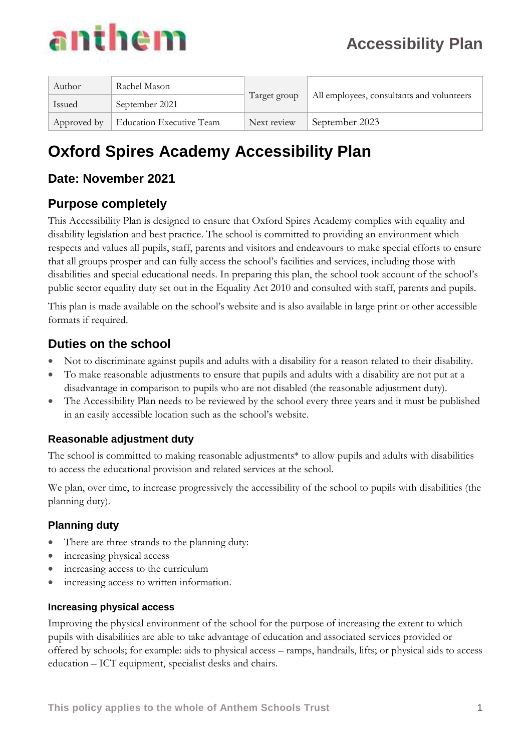anthem

# Accessibility Plan

| Author | Rachel Mason | Target group | All employees, consultants and volunteers |
|---|---|---|---|
| Issued | September 2021 | | |
| Approved by | Education Executive Team | Next review | September 2023 |

# Oxford Spires Academy Accessibility Plan

## Date: November 2021

## Purpose completely

This Accessibility Plan is designed to ensure that Oxford Spires Academy complies with equality and disability legislation and best practice. The school is committed to providing an environment which respects and values all pupils, staff, parents and visitors and endeavours to make special efforts to ensure that all groups prosper and can fully access the school's facilities and services, including those with disabilities and special educational needs. In preparing this plan, the school took account of the school's public sector equality duty set out in the Equality Act 2010 and consulted with staff, parents and pupils.

This plan is made available on the school's website and is also available in large print or other accessible formats if required.

## Duties on the school

- Not to discriminate against pupils and adults with a disability for a reason related to their disability.
- To make reasonable adjustments to ensure that pupils and adults with a disability are not put at a disadvantage in comparison to pupils who are not disabled (the reasonable adjustment duty).
- The Accessibility Plan needs to be reviewed by the school every three years and it must be published in an easily accessible location such as the school's website.

### Reasonable adjustment duty

The school is committed to making reasonable adjustments* to allow pupils and adults with disabilities to access the educational provision and related services at the school.

We plan, over time, to increase progressively the accessibility of the school to pupils with disabilities (the planning duty).

### Planning duty

- There are three strands to the planning duty:
- increasing physical access
- increasing access to the curriculum
- increasing access to written information.

#### Increasing physical access

Improving the physical environment of the school for the purpose of increasing the extent to which pupils with disabilities are able to take advantage of education and associated services provided or offered by schools; for example: aids to physical access – ramps, handrails, lifts; or physical aids to access education – ICT equipment, specialist desks and chairs.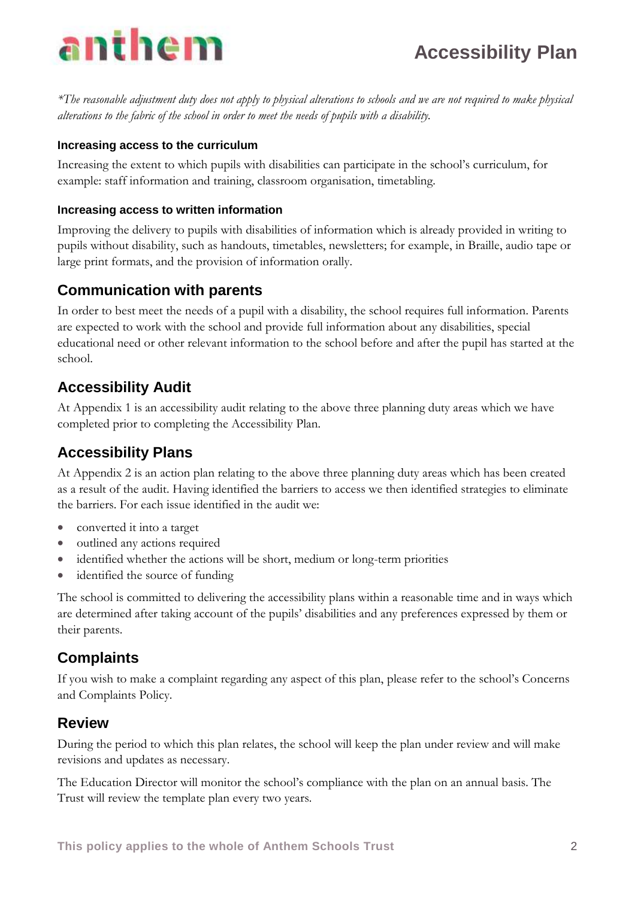*\*The reasonable adjustment duty does not apply to physical alterations to schools and we are not required to make physical alterations to the fabric of the school in order to meet the needs of pupils with a disability.*

#### Increasing access to the curriculum

Increasing the extent to which pupils with disabilities can participate in the school's curriculum, for example: staff information and training, classroom organisation, timetabling.

#### Increasing access to written information

Improving the delivery to pupils with disabilities of information which is already provided in writing to pupils without disability, such as handouts, timetables, newsletters; for example, in Braille, audio tape or large print formats, and the provision of information orally.

## Communication with parents

In order to best meet the needs of a pupil with a disability, the school requires full information. Parents are expected to work with the school and provide full information about any disabilities, special educational need or other relevant information to the school before and after the pupil has started at the school.

## Accessibility Audit

At Appendix 1 is an accessibility audit relating to the above three planning duty areas which we have completed prior to completing the Accessibility Plan.

## Accessibility Plans

At Appendix 2 is an action plan relating to the above three planning duty areas which has been created as a result of the audit. Having identified the barriers to access we then identified strategies to eliminate the barriers. For each issue identified in the audit we:

- converted it into a target
- outlined any actions required
- identified whether the actions will be short, medium or long-term priorities
- identified the source of funding

The school is committed to delivering the accessibility plans within a reasonable time and in ways which are determined after taking account of the pupils' disabilities and any preferences expressed by them or their parents.

## Complaints

If you wish to make a complaint regarding any aspect of this plan, please refer to the school's Concerns and Complaints Policy.

## Review

During the period to which this plan relates, the school will keep the plan under review and will make revisions and updates as necessary.

The Education Director will monitor the school's compliance with the plan on an annual basis. The Trust will review the template plan every two years.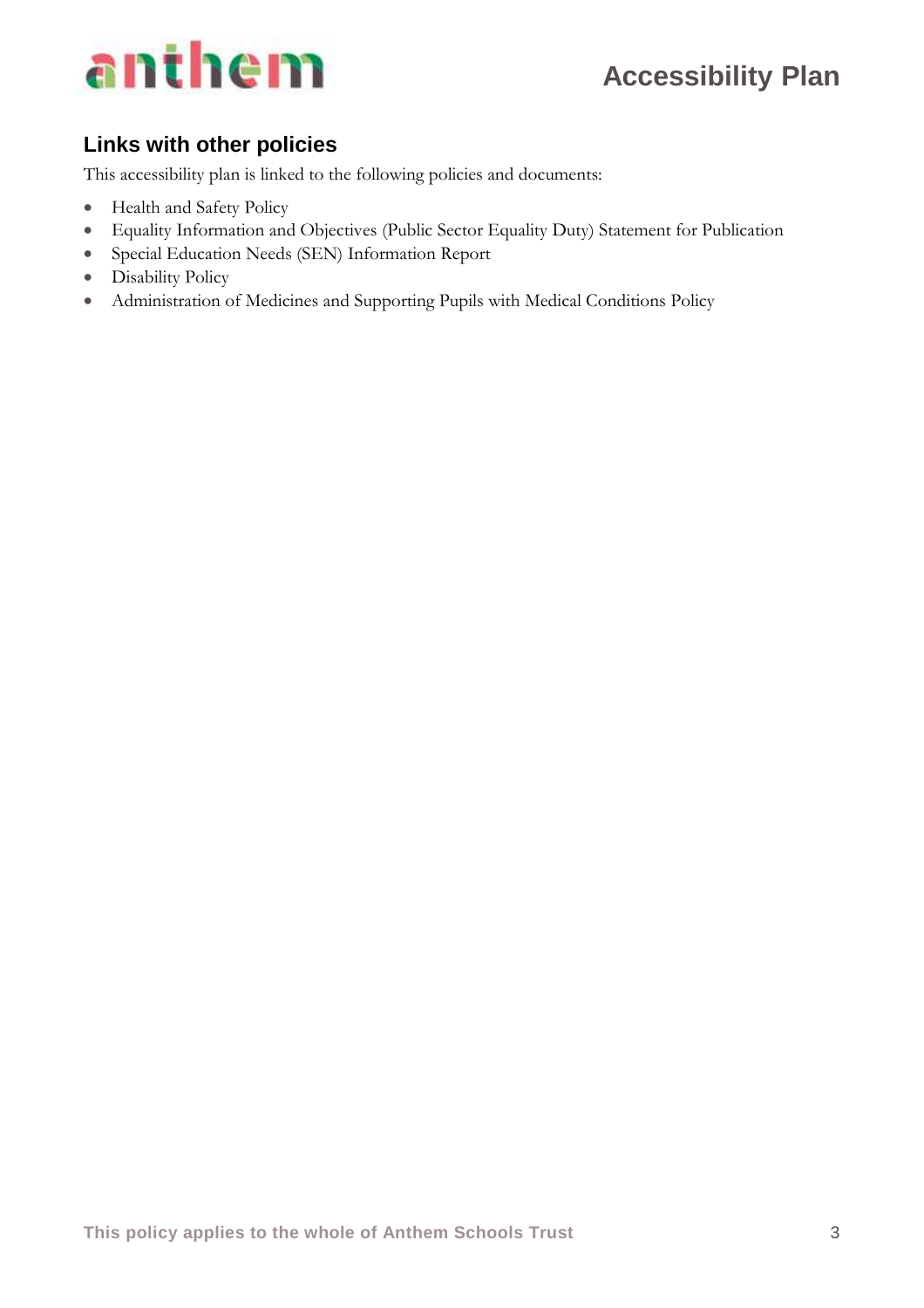## Links with other policies

This accessibility plan is linked to the following policies and documents:

- Health and Safety Policy
- Equality Information and Objectives (Public Sector Equality Duty) Statement for Publication
- Special Education Needs (SEN) Information Report
- Disability Policy
- Administration of Medicines and Supporting Pupils with Medical Conditions Policy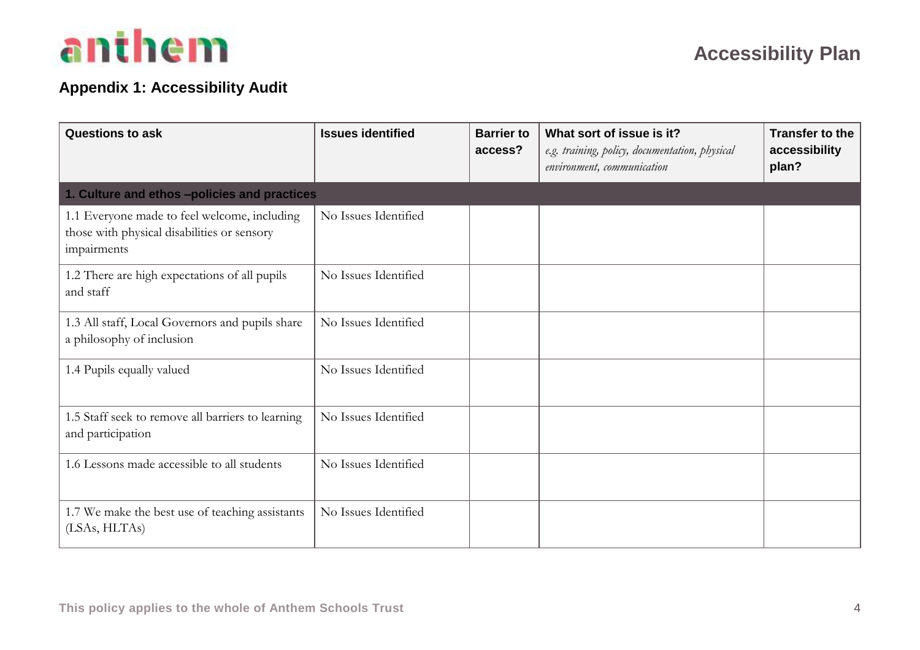## Appendix 1: Accessibility Audit

| Questions to ask | Issues identified | Barrier to access? | What sort of issue is it? *e.g. training, policy, documentation, physical environment, communication* | Transfer to the accessibility plan? |
|---|---|---|---|---|
| **1. Culture and ethos –policies and practices** | | | | |
| 1.1 Everyone made to feel welcome, including those with physical disabilities or sensory impairments | No Issues Identified | | | |
| 1.2 There are high expectations of all pupils and staff | No Issues Identified | | | |
| 1.3 All staff, Local Governors and pupils share a philosophy of inclusion | No Issues Identified | | | |
| 1.4 Pupils equally valued | No Issues Identified | | | |
| 1.5 Staff seek to remove all barriers to learning and participation | No Issues Identified | | | |
| 1.6 Lessons made accessible to all students | No Issues Identified | | | |
| 1.7 We make the best use of teaching assistants (LSAs, HLTAs) | No Issues Identified | | | |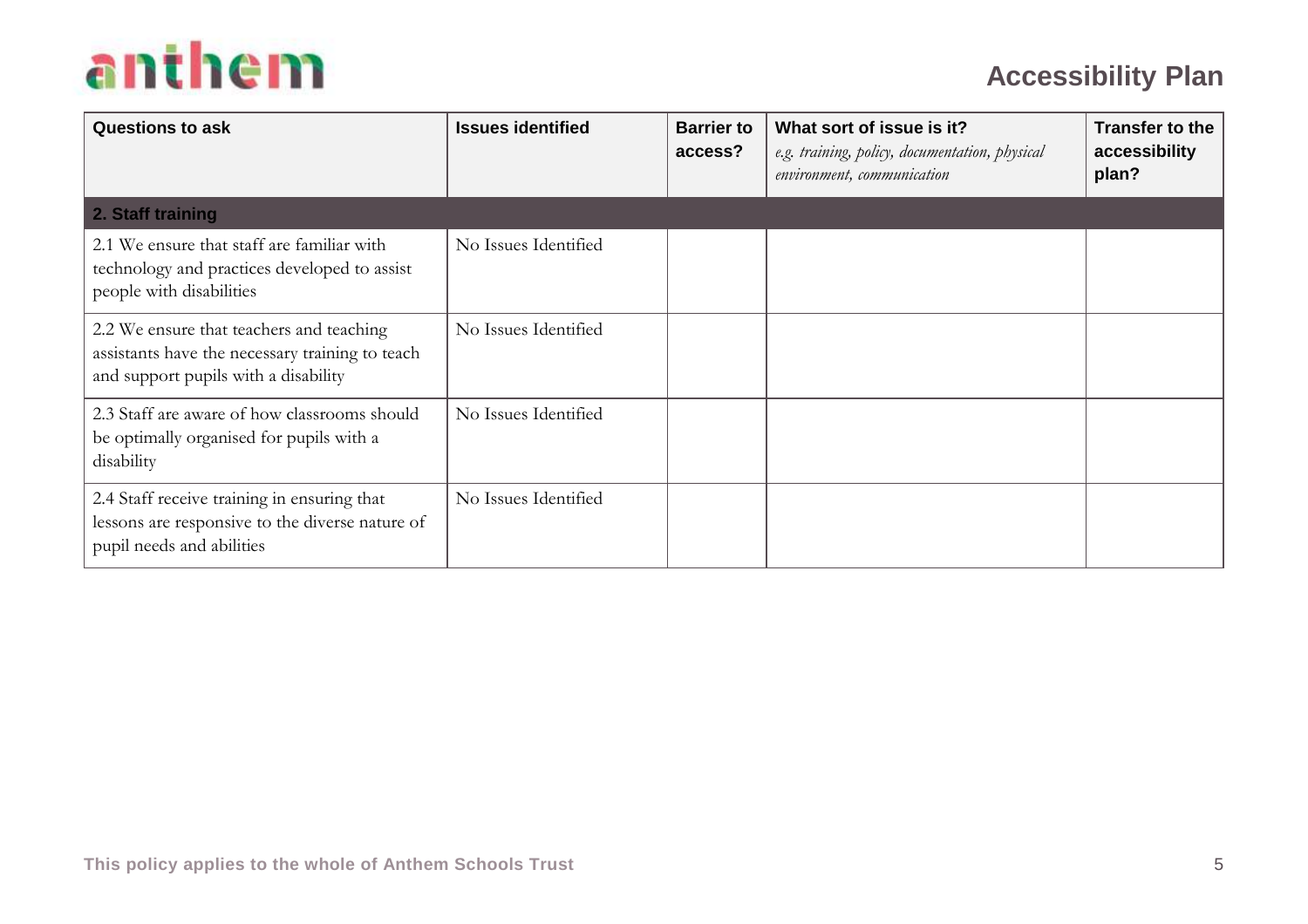| Questions to ask | Issues identified | Barrier to access? | What sort of issue is it? *e.g. training, policy, documentation, physical environment, communication* | Transfer to the accessibility plan? |
| --- | --- | --- | --- | --- |
| **2. Staff training** | | | | |
| 2.1 We ensure that staff are familiar with technology and practices developed to assist people with disabilities | No Issues Identified | | | |
| 2.2 We ensure that teachers and teaching assistants have the necessary training to teach and support pupils with a disability | No Issues Identified | | | |
| 2.3 Staff are aware of how classrooms should be optimally organised for pupils with a disability | No Issues Identified | | | |
| 2.4 Staff receive training in ensuring that lessons are responsive to the diverse nature of pupil needs and abilities | No Issues Identified | | | |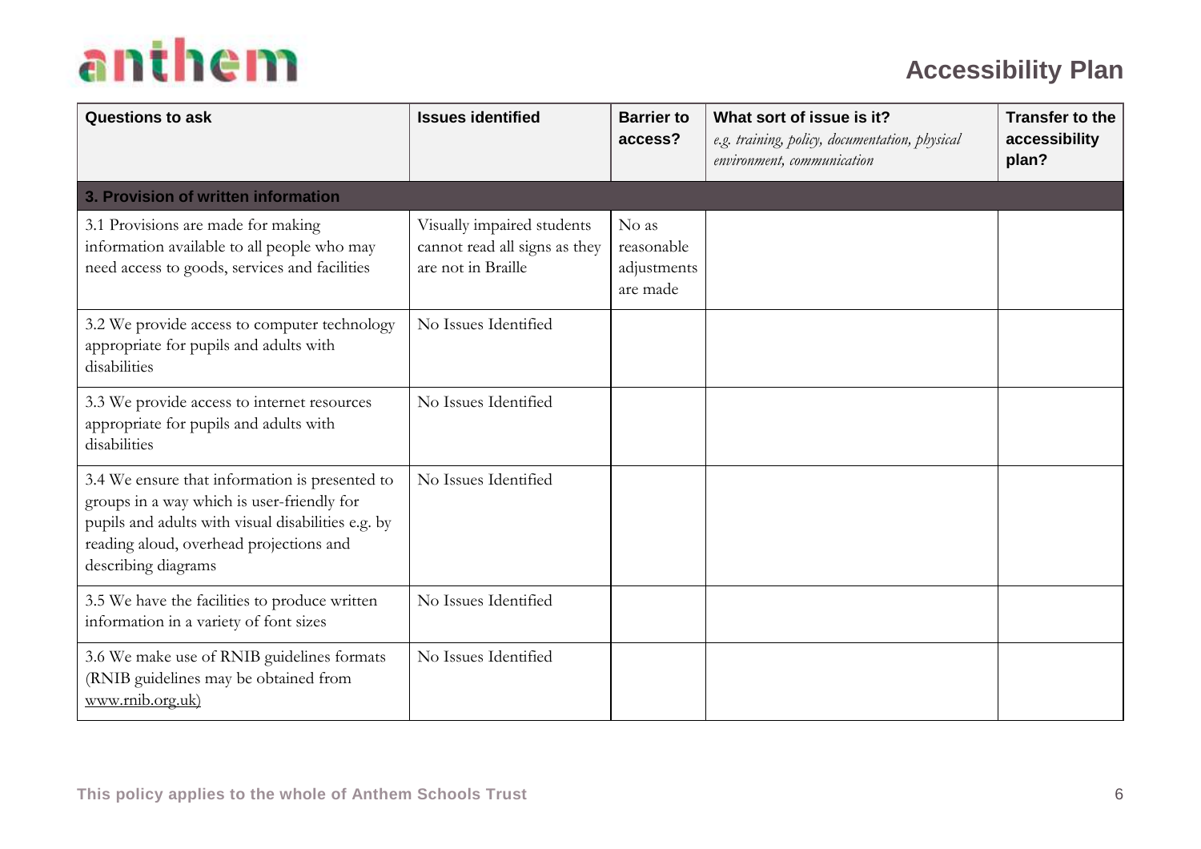| Questions to ask | Issues identified | Barrier to access? | What sort of issue is it? *e.g. training, policy, documentation, physical environment, communication* | Transfer to the accessibility plan? |
|---|---|---|---|---|
| **3. Provision of written information** | | | | |
| 3.1 Provisions are made for making information available to all people who may need access to goods, services and facilities | Visually impaired students cannot read all signs as they are not in Braille | No as reasonable adjustments are made | | |
| 3.2 We provide access to computer technology appropriate for pupils and adults with disabilities | No Issues Identified | | | |
| 3.3 We provide access to internet resources appropriate for pupils and adults with disabilities | No Issues Identified | | | |
| 3.4 We ensure that information is presented to groups in a way which is user-friendly for pupils and adults with visual disabilities e.g. by reading aloud, overhead projections and describing diagrams | No Issues Identified | | | |
| 3.5 We have the facilities to produce written information in a variety of font sizes | No Issues Identified | | | |
| 3.6 We make use of RNIB guidelines formats (RNIB guidelines may be obtained from www.rnib.org.uk) | No Issues Identified | | | |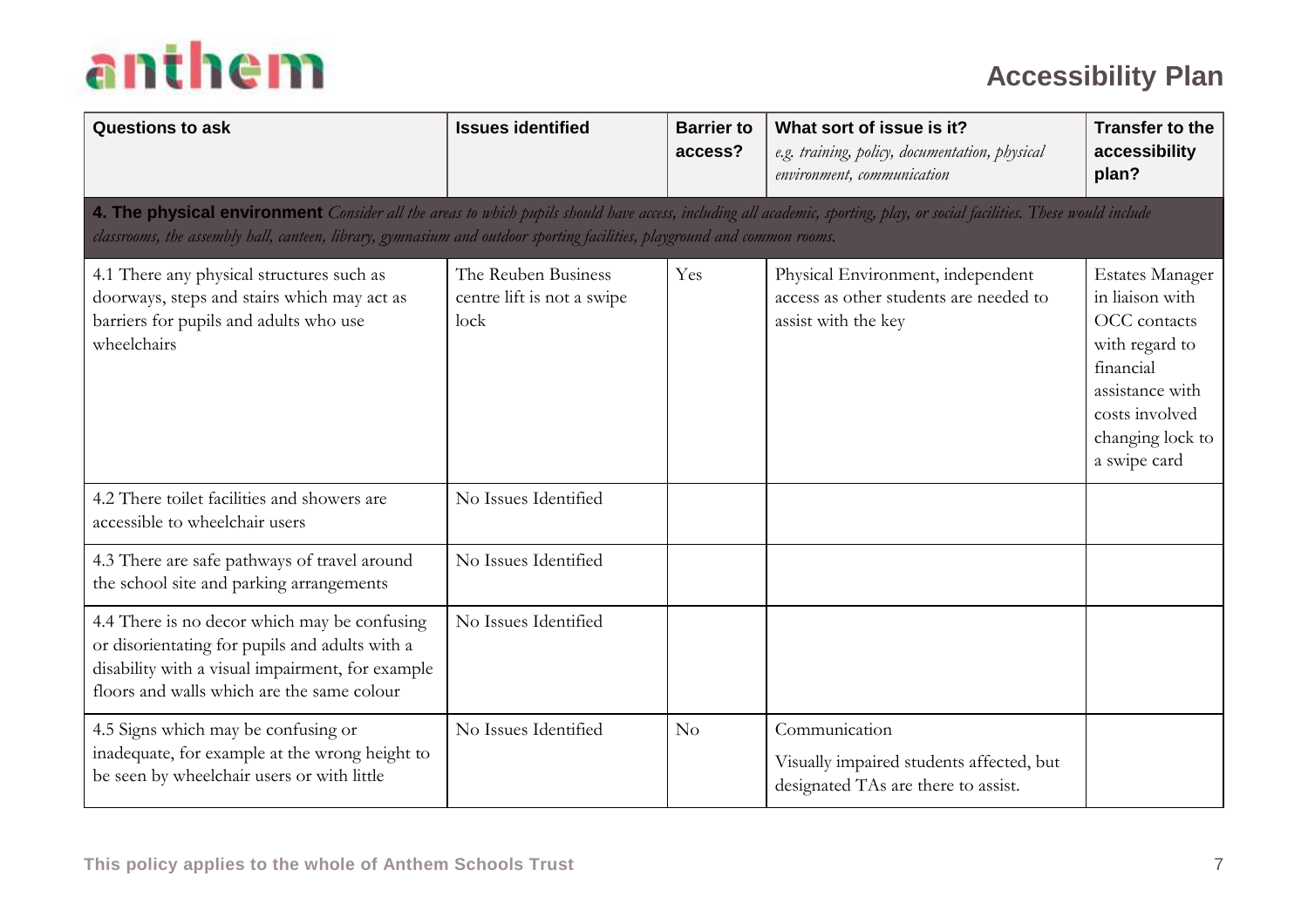| Questions to ask | Issues identified | Barrier to access? | What sort of issue is it? *e.g. training, policy, documentation, physical environment, communication* | Transfer to the accessibility plan? |
|---|---|---|---|---|
| **4. The physical environment** *Consider all the areas to which pupils should have access, including all academic, sporting, play, or social facilities. These would include classrooms, the assembly hall, canteen, library, gymnasium and outdoor sporting facilities, playground and common rooms.* | | | | |
| 4.1 There any physical structures such as doorways, steps and stairs which may act as barriers for pupils and adults who use wheelchairs | The Reuben Business centre lift is not a swipe lock | Yes | Physical Environment, independent access as other students are needed to assist with the key | Estates Manager in liaison with OCC contacts with regard to financial assistance with costs involved changing lock to a swipe card |
| 4.2 There toilet facilities and showers are accessible to wheelchair users | No Issues Identified | | | |
| 4.3 There are safe pathways of travel around the school site and parking arrangements | No Issues Identified | | | |
| 4.4 There is no decor which may be confusing or disorientating for pupils and adults with a disability with a visual impairment, for example floors and walls which are the same colour | No Issues Identified | | | |
| 4.5 Signs which may be confusing or inadequate, for example at the wrong height to be seen by wheelchair users or with little | No Issues Identified | No | Communication<br>Visually impaired students affected, but designated TAs are there to assist. | |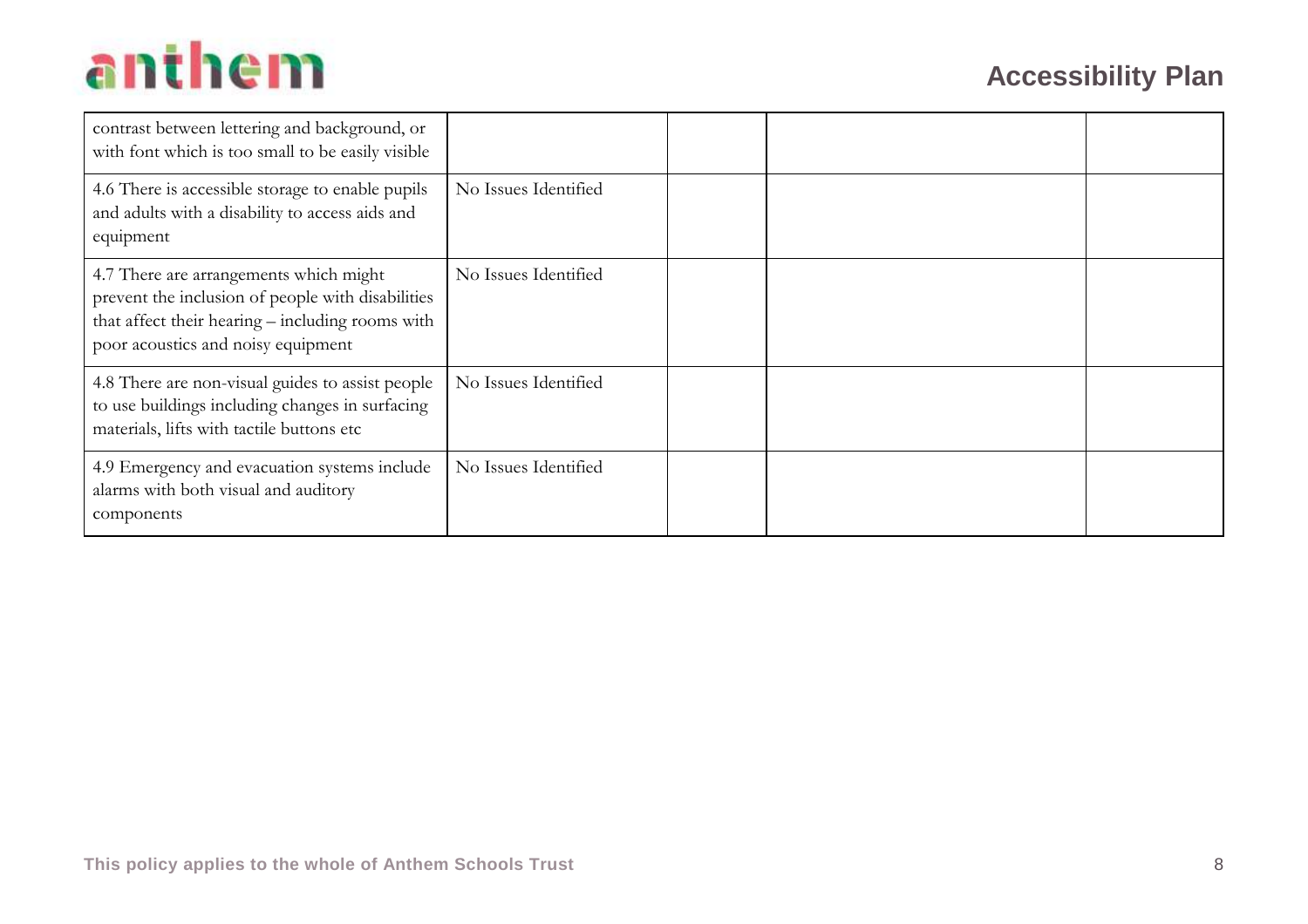| | | | | |
|---|---|---|---|---|
| contrast between lettering and background, or with font which is too small to be easily visible | | | | |
| 4.6 There is accessible storage to enable pupils and adults with a disability to access aids and equipment | No Issues Identified | | | |
| 4.7 There are arrangements which might prevent the inclusion of people with disabilities that affect their hearing – including rooms with poor acoustics and noisy equipment | No Issues Identified | | | |
| 4.8 There are non-visual guides to assist people to use buildings including changes in surfacing materials, lifts with tactile buttons etc | No Issues Identified | | | |
| 4.9 Emergency and evacuation systems include alarms with both visual and auditory components | No Issues Identified | | | |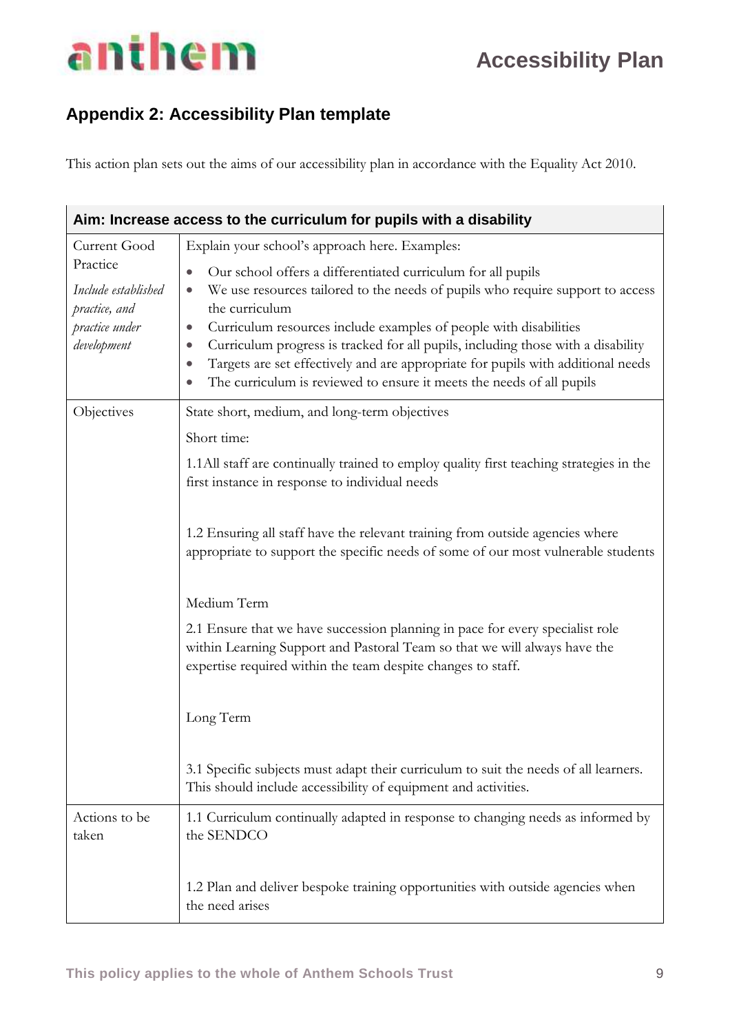## Appendix 2: Accessibility Plan template

This action plan sets out the aims of our accessibility plan in accordance with the Equality Act 2010.

| **Aim: Increase access to the curriculum for pupils with a disability** | |
|---|---|
| Current Good Practice<br><br>*Include established practice, and practice under development* | Explain your school's approach here. Examples:<br>• Our school offers a differentiated curriculum for all pupils<br>• We use resources tailored to the needs of pupils who require support to access the curriculum<br>• Curriculum resources include examples of people with disabilities<br>• Curriculum progress is tracked for all pupils, including those with a disability<br>• Targets are set effectively and are appropriate for pupils with additional needs<br>• The curriculum is reviewed to ensure it meets the needs of all pupils |
| Objectives | State short, medium, and long-term objectives<br><br>Short time:<br><br>1.1All staff are continually trained to employ quality first teaching strategies in the first instance in response to individual needs<br><br>1.2 Ensuring all staff have the relevant training from outside agencies where appropriate to support the specific needs of some of our most vulnerable students<br><br>Medium Term<br><br>2.1 Ensure that we have succession planning in pace for every specialist role within Learning Support and Pastoral Team so that we will always have the expertise required within the team despite changes to staff.<br><br>Long Term<br><br>3.1 Specific subjects must adapt their curriculum to suit the needs of all learners. This should include accessibility of equipment and activities. |
| Actions to be taken | 1.1 Curriculum continually adapted in response to changing needs as informed by the SENDCO<br><br>1.2 Plan and deliver bespoke training opportunities with outside agencies when the need arises |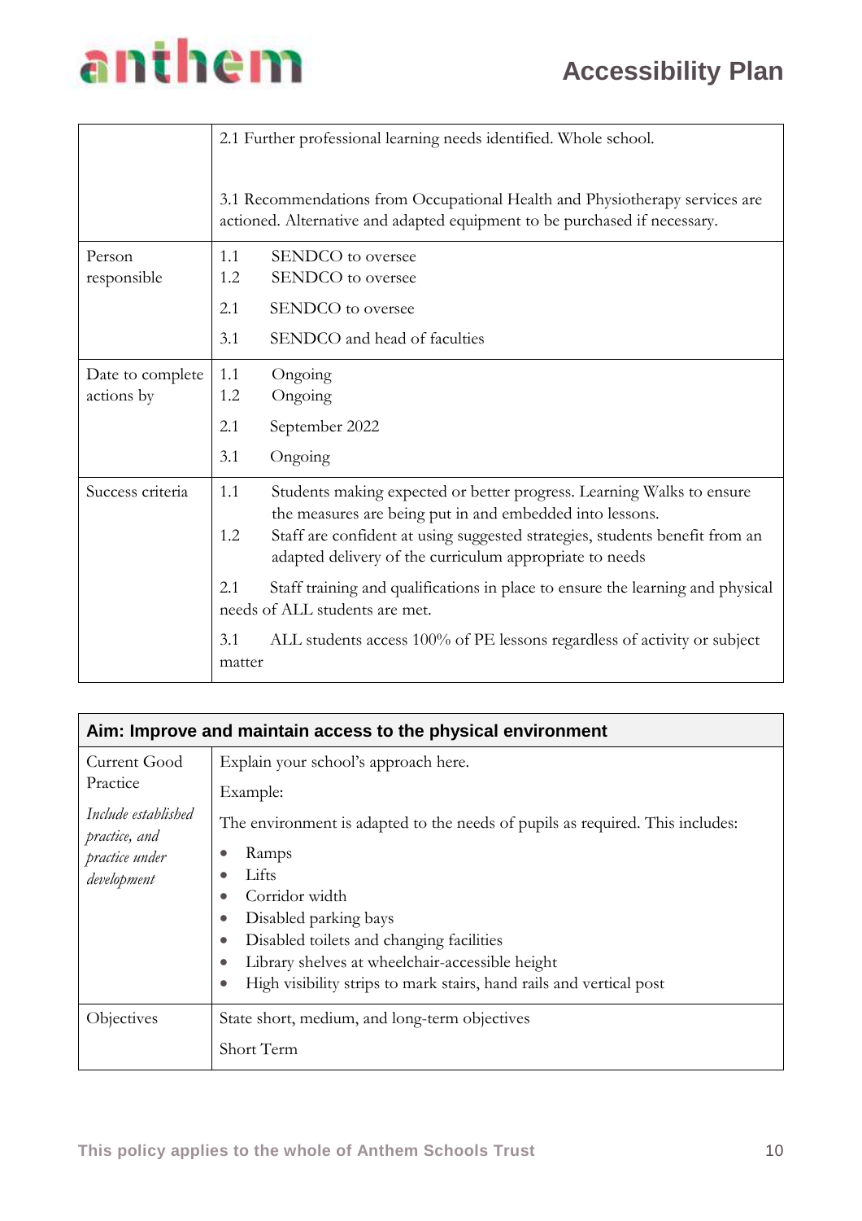| | |
|---|---|
| | 2.1 Further professional learning needs identified. Whole school.<br><br>3.1 Recommendations from Occupational Health and Physiotherapy services are actioned. Alternative and adapted equipment to be purchased if necessary. |
| Person responsible | 1.1 SENDCO to oversee<br>1.2 SENDCO to oversee<br>2.1 SENDCO to oversee<br>3.1 SENDCO and head of faculties |
| Date to complete actions by | 1.1 Ongoing<br>1.2 Ongoing<br>2.1 September 2022<br>3.1 Ongoing |
| Success criteria | 1.1 Students making expected or better progress. Learning Walks to ensure the measures are being put in and embedded into lessons.<br>1.2 Staff are confident at using suggested strategies, students benefit from an adapted delivery of the curriculum appropriate to needs<br>2.1 Staff training and qualifications in place to ensure the learning and physical needs of ALL students are met.<br>3.1 ALL students access 100% of PE lessons regardless of activity or subject matter |

| **Aim: Improve and maintain access to the physical environment** | |
|---|---|
| Current Good Practice<br><br>*Include established practice, and practice under development* | Explain your school's approach here.<br><br>Example:<br><br>The environment is adapted to the needs of pupils as required. This includes:<br>• Ramps<br>• Lifts<br>• Corridor width<br>• Disabled parking bays<br>• Disabled toilets and changing facilities<br>• Library shelves at wheelchair-accessible height<br>• High visibility strips to mark stairs, hand rails and vertical post |
| Objectives | State short, medium, and long-term objectives<br><br>Short Term |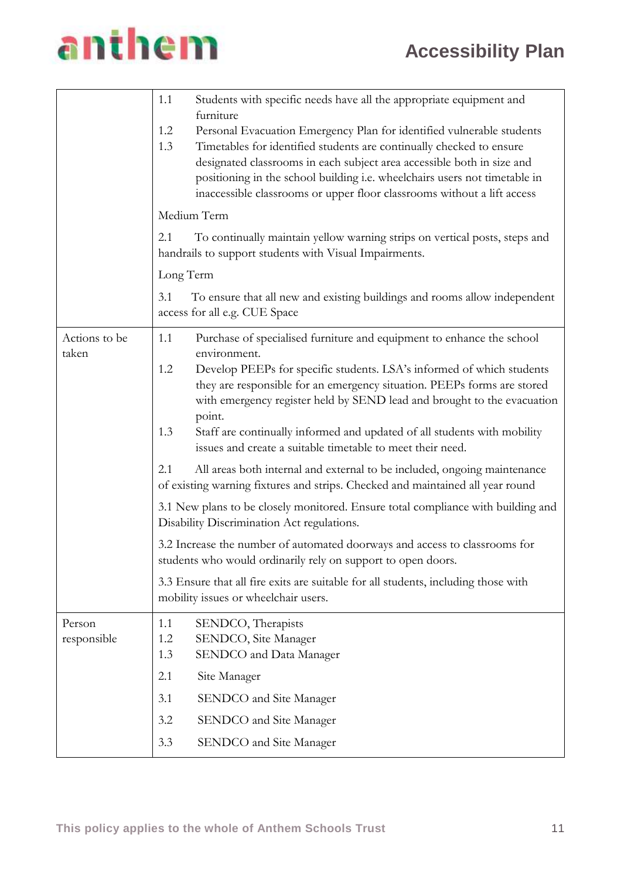| | |
|---|---|
| | 1.1 Students with specific needs have all the appropriate equipment and furniture<br>1.2 Personal Evacuation Emergency Plan for identified vulnerable students<br>1.3 Timetables for identified students are continually checked to ensure designated classrooms in each subject area accessible both in size and positioning in the school building i.e. wheelchairs users not timetable in inaccessible classrooms or upper floor classrooms without a lift access<br><br>Medium Term<br><br>2.1 To continually maintain yellow warning strips on vertical posts, steps and handrails to support students with Visual Impairments.<br><br>Long Term<br><br>3.1 To ensure that all new and existing buildings and rooms allow independent access for all e.g. CUE Space |
| Actions to be taken | 1.1 Purchase of specialised furniture and equipment to enhance the school environment.<br>1.2 Develop PEEPs for specific students. LSA's informed of which students they are responsible for an emergency situation. PEEPs forms are stored with emergency register held by SEND lead and brought to the evacuation point.<br>1.3 Staff are continually informed and updated of all students with mobility issues and create a suitable timetable to meet their need.<br><br>2.1 All areas both internal and external to be included, ongoing maintenance of existing warning fixtures and strips. Checked and maintained all year round<br><br>3.1 New plans to be closely monitored. Ensure total compliance with building and Disability Discrimination Act regulations.<br><br>3.2 Increase the number of automated doorways and access to classrooms for students who would ordinarily rely on support to open doors.<br><br>3.3 Ensure that all fire exits are suitable for all students, including those with mobility issues or wheelchair users. |
| Person responsible | 1.1 SENDCO, Therapists<br>1.2 SENDCO, Site Manager<br>1.3 SENDCO and Data Manager<br><br>2.1 Site Manager<br><br>3.1 SENDCO and Site Manager<br><br>3.2 SENDCO and Site Manager<br><br>3.3 SENDCO and Site Manager |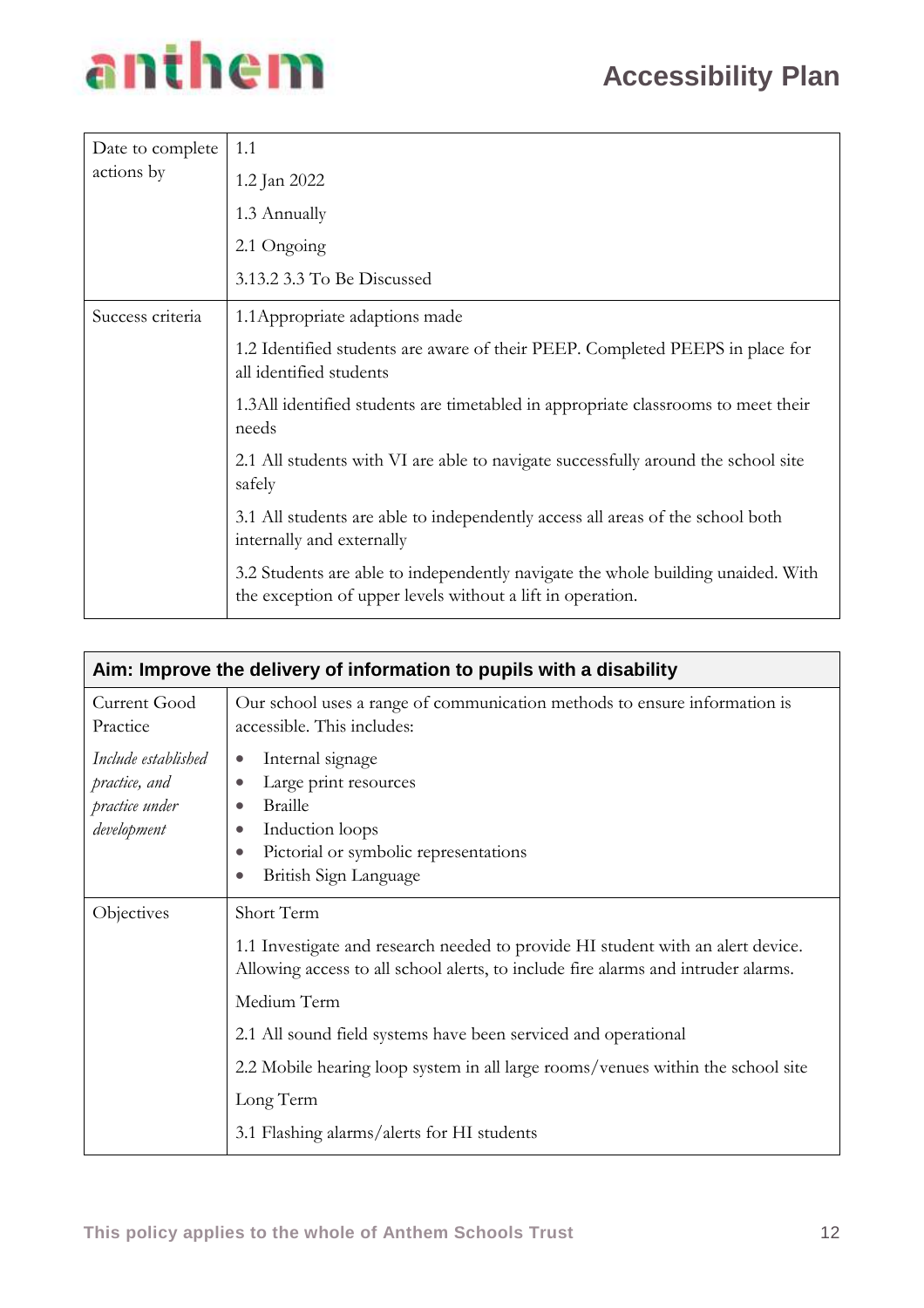| | |
|---|---|
| Date to complete actions by | 1.1<br><br>1.2 Jan 2022<br><br>1.3 Annually<br><br>2.1 Ongoing<br><br>3.13.2 3.3 To Be Discussed |
| Success criteria | 1.1Appropriate adaptions made<br><br>1.2 Identified students are aware of their PEEP. Completed PEEPS in place for all identified students<br><br>1.3All identified students are timetabled in appropriate classrooms to meet their needs<br><br>2.1 All students with VI are able to navigate successfully around the school site safely<br><br>3.1 All students are able to independently access all areas of the school both internally and externally<br><br>3.2 Students are able to independently navigate the whole building unaided. With the exception of upper levels without a lift in operation. |

| **Aim: Improve the delivery of information to pupils with a disability** | |
|---|---|
| Current Good Practice<br><br>*Include established practice, and practice under development* | Our school uses a range of communication methods to ensure information is accessible. This includes:<br><br>• Internal signage<br>• Large print resources<br>• Braille<br>• Induction loops<br>• Pictorial or symbolic representations<br>• British Sign Language |
| Objectives | Short Term<br><br>1.1 Investigate and research needed to provide HI student with an alert device. Allowing access to all school alerts, to include fire alarms and intruder alarms.<br><br>Medium Term<br><br>2.1 All sound field systems have been serviced and operational<br><br>2.2 Mobile hearing loop system in all large rooms/venues within the school site<br><br>Long Term<br><br>3.1 Flashing alarms/alerts for HI students |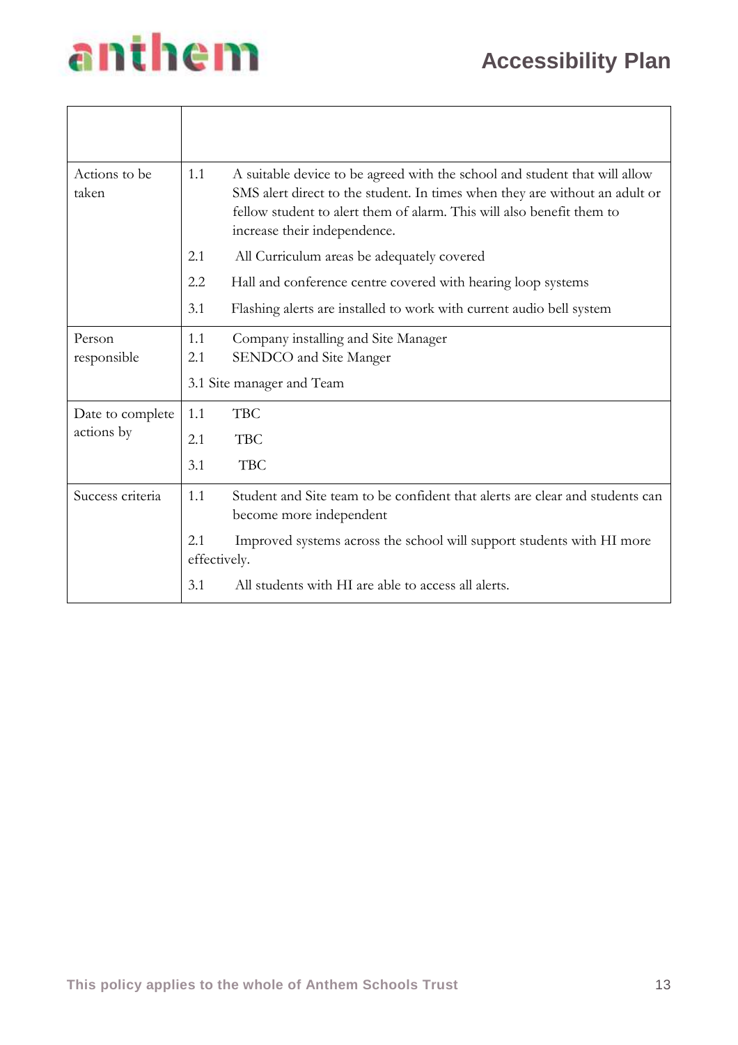| | |
|---|---|
| | |
| Actions to be taken | 1.1 A suitable device to be agreed with the school and student that will allow SMS alert direct to the student. In times when they are without an adult or fellow student to alert them of alarm. This will also benefit them to increase their independence.<br>2.1 All Curriculum areas be adequately covered<br>2.2 Hall and conference centre covered with hearing loop systems<br>3.1 Flashing alerts are installed to work with current audio bell system |
| Person responsible | 1.1 Company installing and Site Manager<br>2.1 SENDCO and Site Manger<br>3.1 Site manager and Team |
| Date to complete actions by | 1.1 TBC<br>2.1 TBC<br>3.1 TBC |
| Success criteria | 1.1 Student and Site team to be confident that alerts are clear and students can become more independent<br>2.1 Improved systems across the school will support students with HI more effectively.<br>3.1 All students with HI are able to access all alerts. |